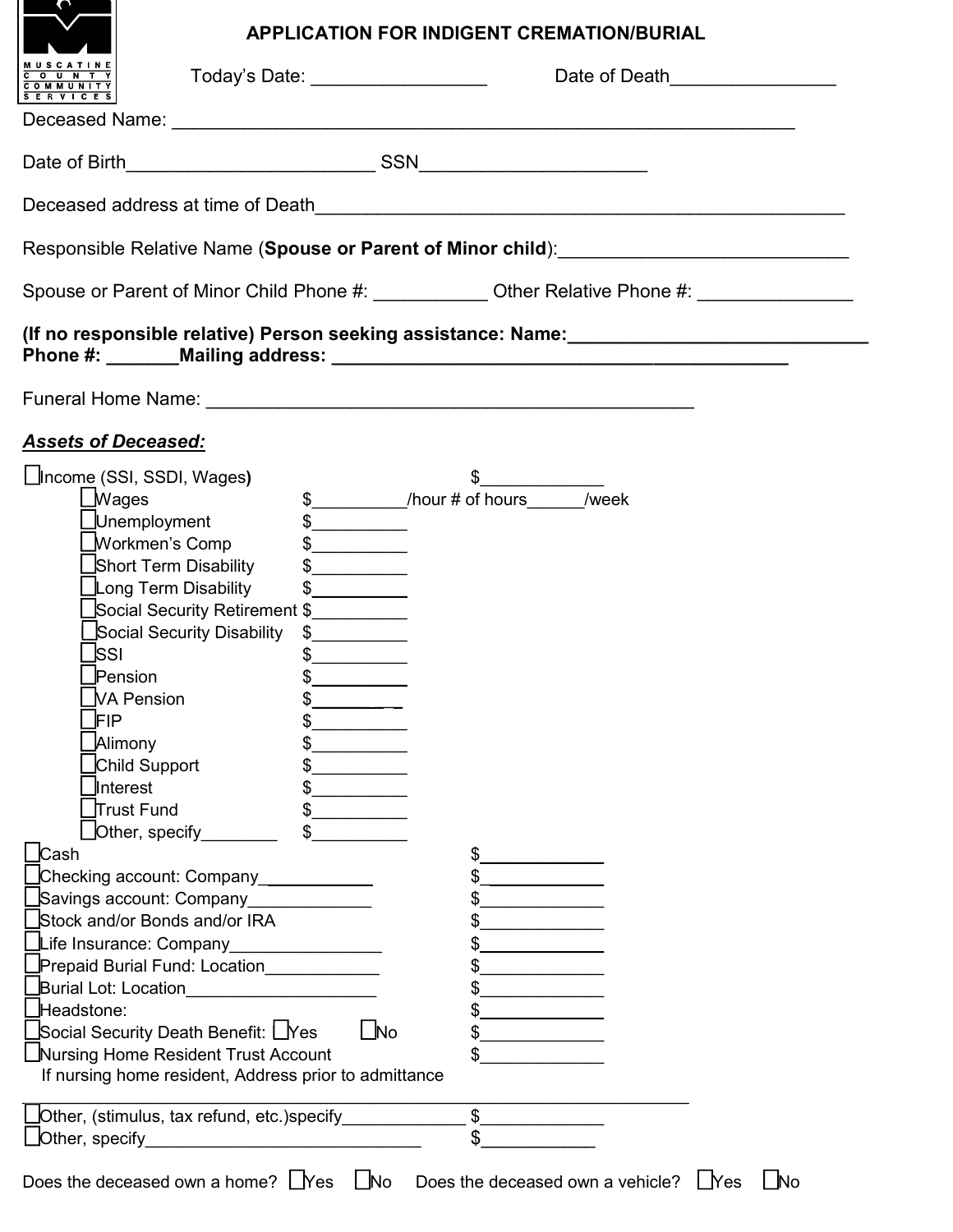MUSCATINE COUNTY COMMUNITY SERVICES

# APPLICATION FOR INDIGENT CREMATION/BURIAL

Today's Date: _________________ Date of Death________________

Deceased Name: _______________________________________________________________

Date of Birth________________________ SSN______________________

Deceased address at time of Death____________________________________________________

Responsible Relative Name (**Spouse or Parent of Minor child**):_____________________________

Spouse or Parent of Minor Child Phone #: ___________ Other Relative Phone #: _______________

**(If no responsible relative) Person seeking assistance: Name:_____________________________**
**Phone #: _______Mailing address: ____________________________________________**

Funeral Home Name: _________________________________________________

***Assets of Deceased:***

- ☐ Income (SSI, SSDI, Wages) $_____________
  - ☐ Wages $__________/hour # of hours______/week
  - ☐ Unemployment $__________
  - ☐ Workmen's Comp $__________
  - ☐ Short Term Disability $__________
  - ☐ Long Term Disability $__________
  - ☐ Social Security Retirement $__________
  - ☐ Social Security Disability $__________
  - ☐ SSI $__________
  - ☐ Pension $__________
  - ☐ VA Pension $__________
  - ☐ FIP $__________
  - ☐ Alimony $__________
  - ☐ Child Support $__________
  - ☐ Interest $__________
  - ☐ Trust Fund $__________
  - ☐ Other, specify________ $__________
- ☐ Cash $_____________
- ☐ Checking account: Company____________ $_____________
- ☐ Savings account: Company_____________ $_____________
- ☐ Stock and/or Bonds and/or IRA $_____________
- ☐ Life Insurance: Company________________ $_____________
- ☐ Prepaid Burial Fund: Location____________ $_____________
- ☐ Burial Lot: Location____________________ $_____________
- ☐ Headstone: $_____________
- ☐ Social Security Death Benefit: ☐ Yes ☐ No $_____________
- ☐ Nursing Home Resident Trust Account $_____________
  
  If nursing home resident, Address prior to admittance
  
  ___________________________________________________________________________
- ☐ Other, (stimulus, tax refund, etc.)specify_____________ $_____________
- ☐ Other, specify______________________________ $____________

Does the deceased own a home? ☐ Yes ☐ No Does the deceased own a vehicle? ☐ Yes ☐ No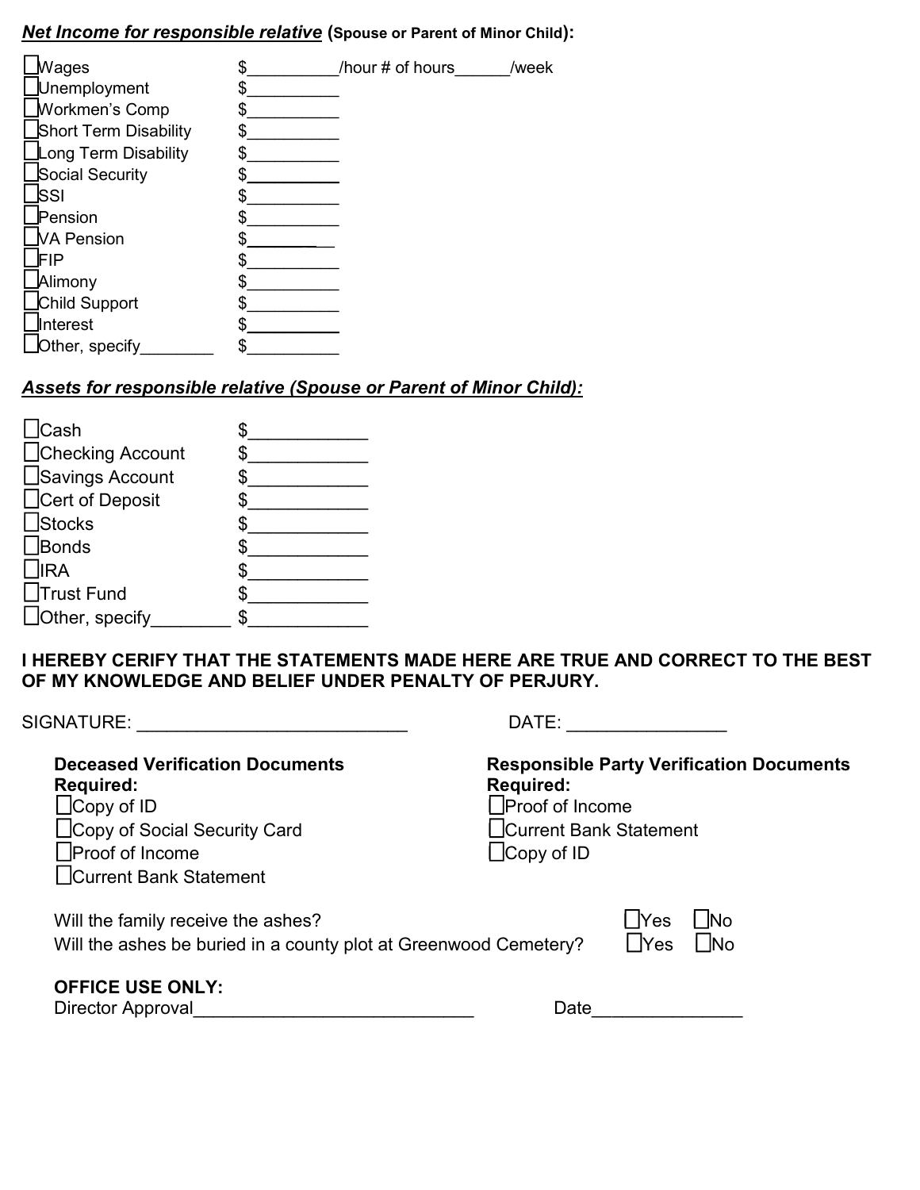***Net Income for responsible relative*** **(Spouse or Parent of Minor Child):**

- ☐Wages $\_\_\_\_\_\_\_\_\_\_/hour # of hours\_\_\_\_\_\_/week
- ☐Unemployment $\_\_\_\_\_\_\_\_\_\_
- ☐Workmen's Comp $\_\_\_\_\_\_\_\_\_\_
- ☐Short Term Disability $\_\_\_\_\_\_\_\_\_\_
- ☐Long Term Disability $\_\_\_\_\_\_\_\_\_\_
- ☐Social Security $\_\_\_\_\_\_\_\_\_\_
- ☐SSI $\_\_\_\_\_\_\_\_\_\_
- ☐Pension $\_\_\_\_\_\_\_\_\_\_
- ☐VA Pension $\_\_\_\_\_\_\_\_\_\_
- ☐FIP $\_\_\_\_\_\_\_\_\_\_
- ☐Alimony $\_\_\_\_\_\_\_\_\_\_
- ☐Child Support $\_\_\_\_\_\_\_\_\_\_
- ☐Interest $\_\_\_\_\_\_\_\_\_\_
- ☐Other, specify\_\_\_\_\_\_\_\_ $\_\_\_\_\_\_\_\_\_\_

***Assets for responsible relative (Spouse or Parent of Minor Child):***

- ☐Cash $\_\_\_\_\_\_\_\_\_\_\_\_
- ☐Checking Account $\_\_\_\_\_\_\_\_\_\_\_\_
- ☐Savings Account $\_\_\_\_\_\_\_\_\_\_\_\_
- ☐Cert of Deposit $\_\_\_\_\_\_\_\_\_\_\_\_
- ☐Stocks $\_\_\_\_\_\_\_\_\_\_\_\_
- ☐Bonds $\_\_\_\_\_\_\_\_\_\_\_\_
- ☐IRA $\_\_\_\_\_\_\_\_\_\_\_\_
- ☐Trust Fund $\_\_\_\_\_\_\_\_\_\_\_\_
- ☐Other, specify\_\_\_\_\_\_\_\_ $\_\_\_\_\_\_\_\_\_\_\_\_

**I HEREBY CERIFY THAT THE STATEMENTS MADE HERE ARE TRUE AND CORRECT TO THE BEST OF MY KNOWLEDGE AND BELIEF UNDER PENALTY OF PERJURY.**

SIGNATURE: \_\_\_\_\_\_\_\_\_\_\_\_\_\_\_\_\_\_\_\_\_\_\_\_\_\_\_ DATE: \_\_\_\_\_\_\_\_\_\_\_\_\_\_\_\_

**Deceased Verification Documents Required:**

- ☐Copy of ID
- ☐Copy of Social Security Card
- ☐Proof of Income
- ☐Current Bank Statement

**Responsible Party Verification Documents Required:**

- ☐Proof of Income
- ☐Current Bank Statement
- ☐Copy of ID

Will the family receive the ashes? ☐Yes ☐No

Will the ashes be buried in a county plot at Greenwood Cemetery? ☐Yes ☐No

**OFFICE USE ONLY:**

Director Approval\_\_\_\_\_\_\_\_\_\_\_\_\_\_\_\_\_\_\_\_\_\_\_\_\_\_\_\_\_ Date\_\_\_\_\_\_\_\_\_\_\_\_\_\_\_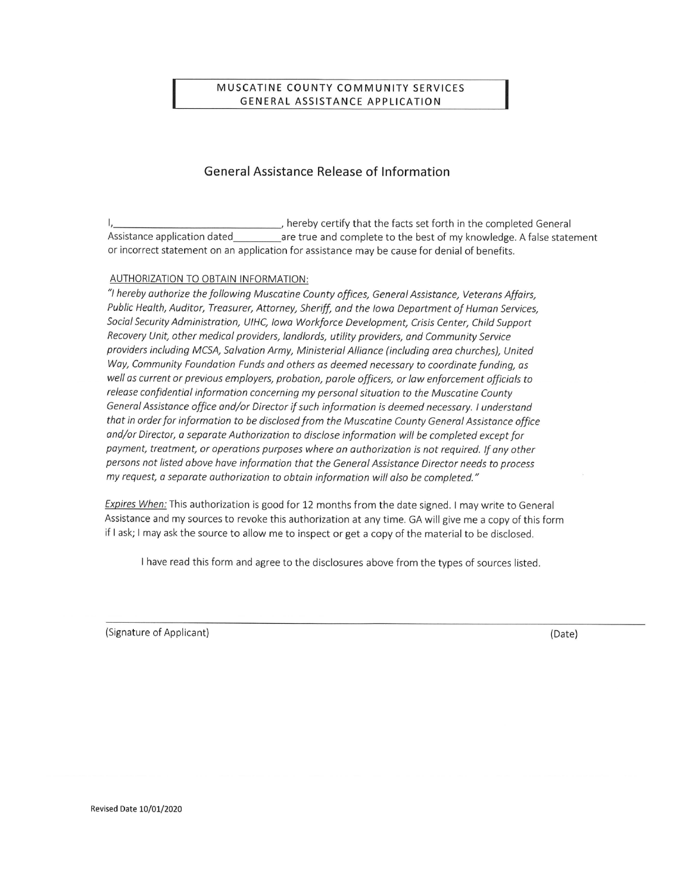**MUSCATINE COUNTY COMMUNITY SERVICES**
**GENERAL ASSISTANCE APPLICATION**

## General Assistance Release of Information

I,_______________________________, hereby certify that the facts set forth in the completed General Assistance application dated_________are true and complete to the best of my knowledge. A false statement or incorrect statement on an application for assistance may be cause for denial of benefits.

AUTHORIZATION TO OBTAIN INFORMATION:

*"I hereby authorize the following Muscatine County offices, General Assistance, Veterans Affairs, Public Health, Auditor, Treasurer, Attorney, Sheriff, and the Iowa Department of Human Services, Social Security Administration, UIHC, Iowa Workforce Development, Crisis Center, Child Support Recovery Unit, other medical providers, landlords, utility providers, and Community Service providers including MCSA, Salvation Army, Ministerial Alliance (including area churches), United Way, Community Foundation Funds and others as deemed necessary to coordinate funding, as well as current or previous employers, probation, parole officers, or law enforcement officials to release confidential information concerning my personal situation to the Muscatine County General Assistance office and/or Director if such information is deemed necessary. I understand that in order for information to be disclosed from the Muscatine County General Assistance office and/or Director, a separate Authorization to disclose information will be completed except for payment, treatment, or operations purposes where an authorization is not required. If any other persons not listed above have information that the General Assistance Director needs to process my request, a separate authorization to obtain information will also be completed."*

*Expires When:* This authorization is good for 12 months from the date signed. I may write to General Assistance and my sources to revoke this authorization at any time. GA will give me a copy of this form if I ask; I may ask the source to allow me to inspect or get a copy of the material to be disclosed.

I have read this form and agree to the disclosures above from the types of sources listed.

______________________________________________________________________________

(Signature of Applicant) (Date)

Revised Date 10/01/2020